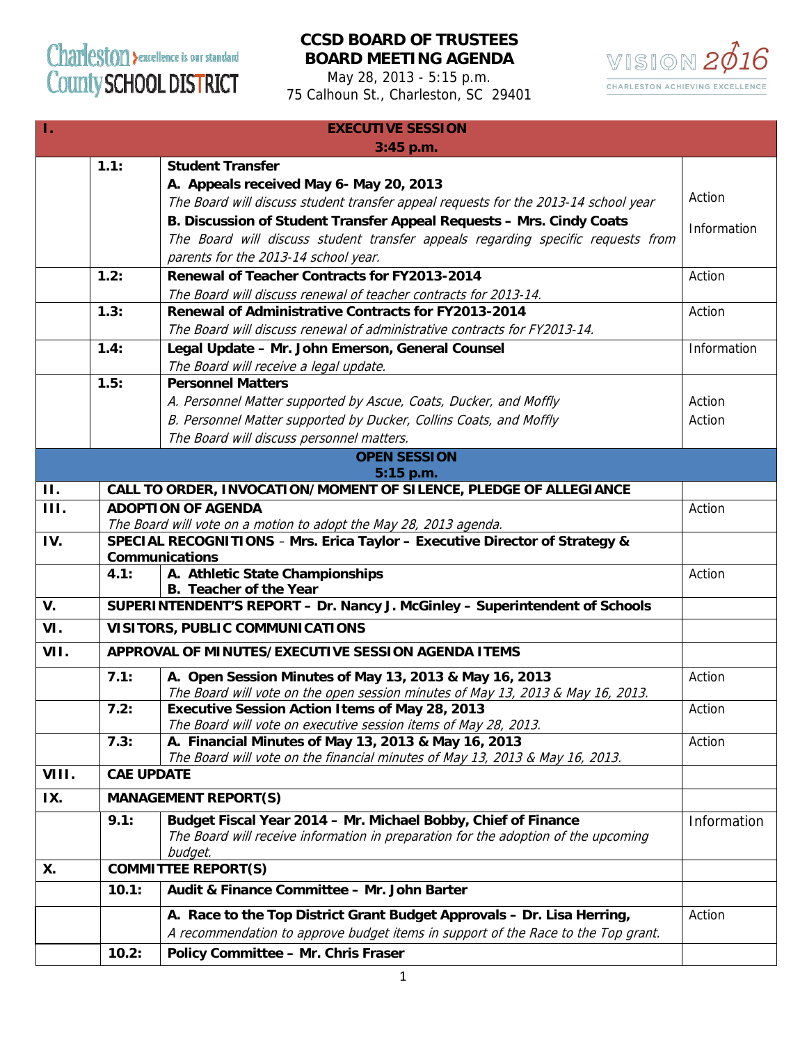Charleston County SCHOOL DISTRICT — excellence is our standard

# CCSD BOARD OF TRUSTEES
# BOARD MEETING AGENDA

May 28, 2013 - 5:15 p.m.
75 Calhoun St., Charleston, SC 29401

VISION 2016 — CHARLESTON ACHIEVING EXCELLENCE

| | | | |
|---|---|---|---|
| **I.** | **EXECUTIVE SESSION 3:45 p.m.** | | |
| | **1.1:** | **Student Transfer**<br>**A. Appeals received May 6- May 20, 2013**<br>*The Board will discuss student transfer appeal requests for the 2013-14 school year*<br>**B. Discussion of Student Transfer Appeal Requests – Mrs. Cindy Coats**<br>*The Board will discuss student transfer appeals regarding specific requests from parents for the 2013-14 school year.* | Action<br>Information |
| | **1.2:** | **Renewal of Teacher Contracts for FY2013-2014**<br>*The Board will discuss renewal of teacher contracts for 2013-14.* | Action |
| | **1.3:** | **Renewal of Administrative Contracts for FY2013-2014**<br>*The Board will discuss renewal of administrative contracts for FY2013-14.* | Action |
| | **1.4:** | **Legal Update – Mr. John Emerson, General Counsel**<br>*The Board will receive a legal update.* | Information |
| | **1.5:** | **Personnel Matters**<br>*A. Personnel Matter supported by Ascue, Coats, Ducker, and Moffly*<br>*B. Personnel Matter supported by Ducker, Collins Coats, and Moffly*<br>*The Board will discuss personnel matters.* | Action<br>Action |
| | **OPEN SESSION 5:15 p.m.** | | |
| **II.** | **CALL TO ORDER, INVOCATION/MOMENT OF SILENCE, PLEDGE OF ALLEGIANCE** | | |
| **III.** | **ADOPTION OF AGENDA**<br>*The Board will vote on a motion to adopt the May 28, 2013 agenda.* | | Action |
| **IV.** | **SPECIAL RECOGNITIONS – Mrs. Erica Taylor – Executive Director of Strategy & Communications** | | |
| | **4.1:** | **A. Athletic State Championships**<br>**B. Teacher of the Year** | Action |
| **V.** | **SUPERINTENDENT'S REPORT – Dr. Nancy J. McGinley – Superintendent of Schools** | | |
| **VI.** | **VISITORS, PUBLIC COMMUNICATIONS** | | |
| **VII.** | **APPROVAL OF MINUTES/EXECUTIVE SESSION AGENDA ITEMS** | | |
| | **7.1:** | **A. Open Session Minutes of May 13, 2013 & May 16, 2013**<br>*The Board will vote on the open session minutes of May 13, 2013 & May 16, 2013.* | Action |
| | **7.2:** | **Executive Session Action Items of May 28, 2013**<br>*The Board will vote on executive session items of May 28, 2013.* | Action |
| | **7.3:** | **A. Financial Minutes of May 13, 2013 & May 16, 2013**<br>*The Board will vote on the financial minutes of May 13, 2013 & May 16, 2013.* | Action |
| **VIII.** | **CAE UPDATE** | | |
| **IX.** | **MANAGEMENT REPORT(S)** | | |
| | **9.1:** | **Budget Fiscal Year 2014 – Mr. Michael Bobby, Chief of Finance**<br>*The Board will receive information in preparation for the adoption of the upcoming budget.* | Information |
| **X.** | **COMMITTEE REPORT(S)** | | |
| | **10.1:** | **Audit & Finance Committee – Mr. John Barter** | |
| | | **A. Race to the Top District Grant Budget Approvals – Dr. Lisa Herring,**<br>*A recommendation to approve budget items in support of the Race to the Top grant.* | Action |
| | **10.2:** | **Policy Committee – Mr. Chris Fraser** | |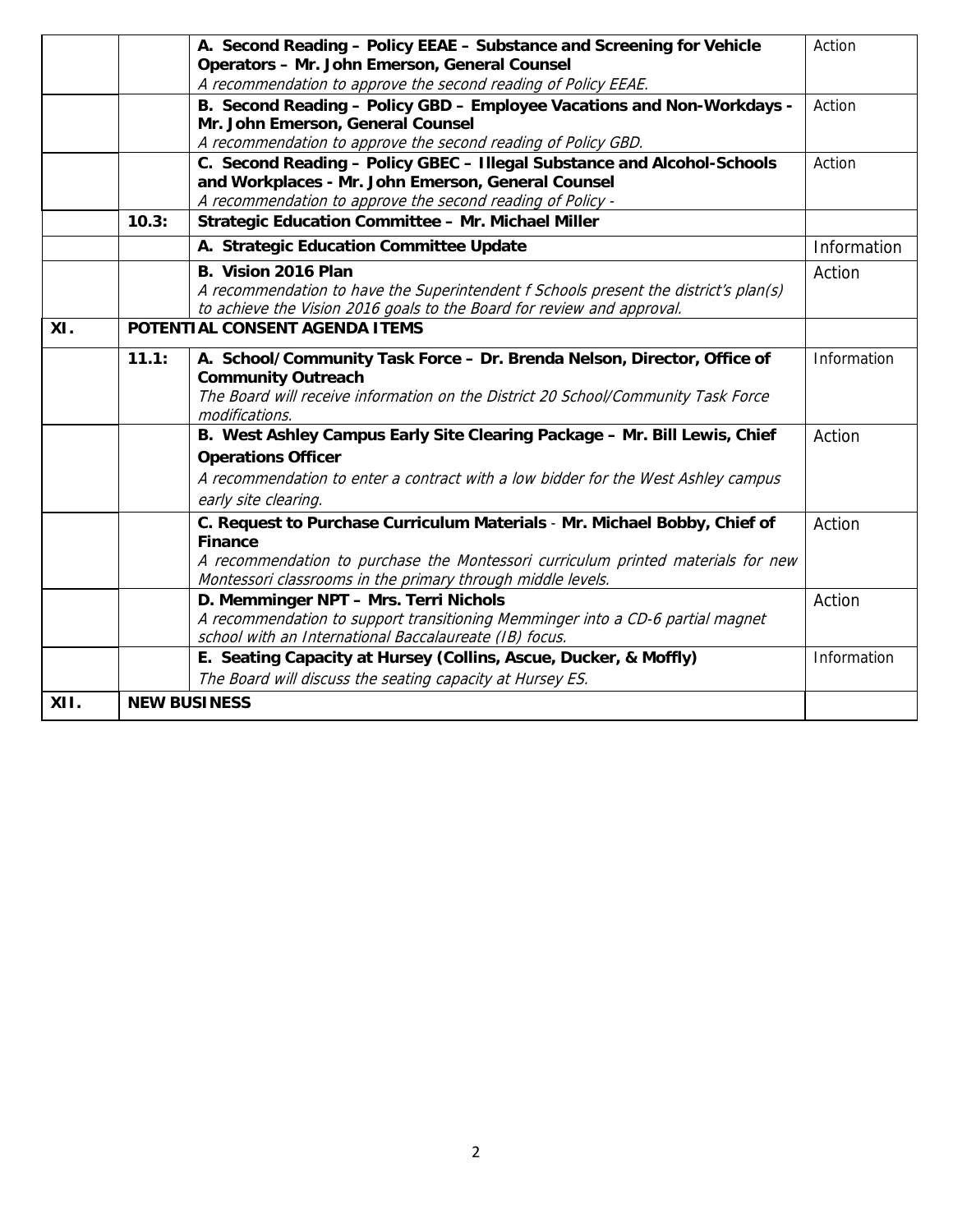| | | | |
|---|---|---|---|
| | | **A. Second Reading – Policy EEAE – Substance and Screening for Vehicle Operators – Mr. John Emerson, General Counsel**<br>*A recommendation to approve the second reading of Policy EEAE.* | Action |
| | | **B. Second Reading – Policy GBD – Employee Vacations and Non-Workdays - Mr. John Emerson, General Counsel**<br>*A recommendation to approve the second reading of Policy GBD.* | Action |
| | | **C. Second Reading – Policy GBEC – Illegal Substance and Alcohol-Schools and Workplaces - Mr. John Emerson, General Counsel**<br>*A recommendation to approve the second reading of Policy -* | Action |
| | **10.3:** | **Strategic Education Committee – Mr. Michael Miller** | |
| | | **A. Strategic Education Committee Update** | Information |
| | | **B. Vision 2016 Plan**<br>*A recommendation to have the Superintendent f Schools present the district's plan(s) to achieve the Vision 2016 goals to the Board for review and approval.* | Action |
| **XI.** | **POTENTIAL CONSENT AGENDA ITEMS** | | |
| | **11.1:** | **A. School/Community Task Force – Dr. Brenda Nelson, Director, Office of Community Outreach**<br>*The Board will receive information on the District 20 School/Community Task Force modifications.* | Information |
| | | **B. West Ashley Campus Early Site Clearing Package – Mr. Bill Lewis, Chief Operations Officer**<br>*A recommendation to enter a contract with a low bidder for the West Ashley campus early site clearing.* | Action |
| | | **C. Request to Purchase Curriculum Materials - Mr. Michael Bobby, Chief of Finance**<br>*A recommendation to purchase the Montessori curriculum printed materials for new Montessori classrooms in the primary through middle levels.* | Action |
| | | **D. Memminger NPT – Mrs. Terri Nichols**<br>*A recommendation to support transitioning Memminger into a CD-6 partial magnet school with an International Baccalaureate (IB) focus.* | Action |
| | | **E. Seating Capacity at Hursey (Collins, Ascue, Ducker, & Moffly)**<br>*The Board will discuss the seating capacity at Hursey ES.* | Information |
| **XII.** | **NEW BUSINESS** | | |